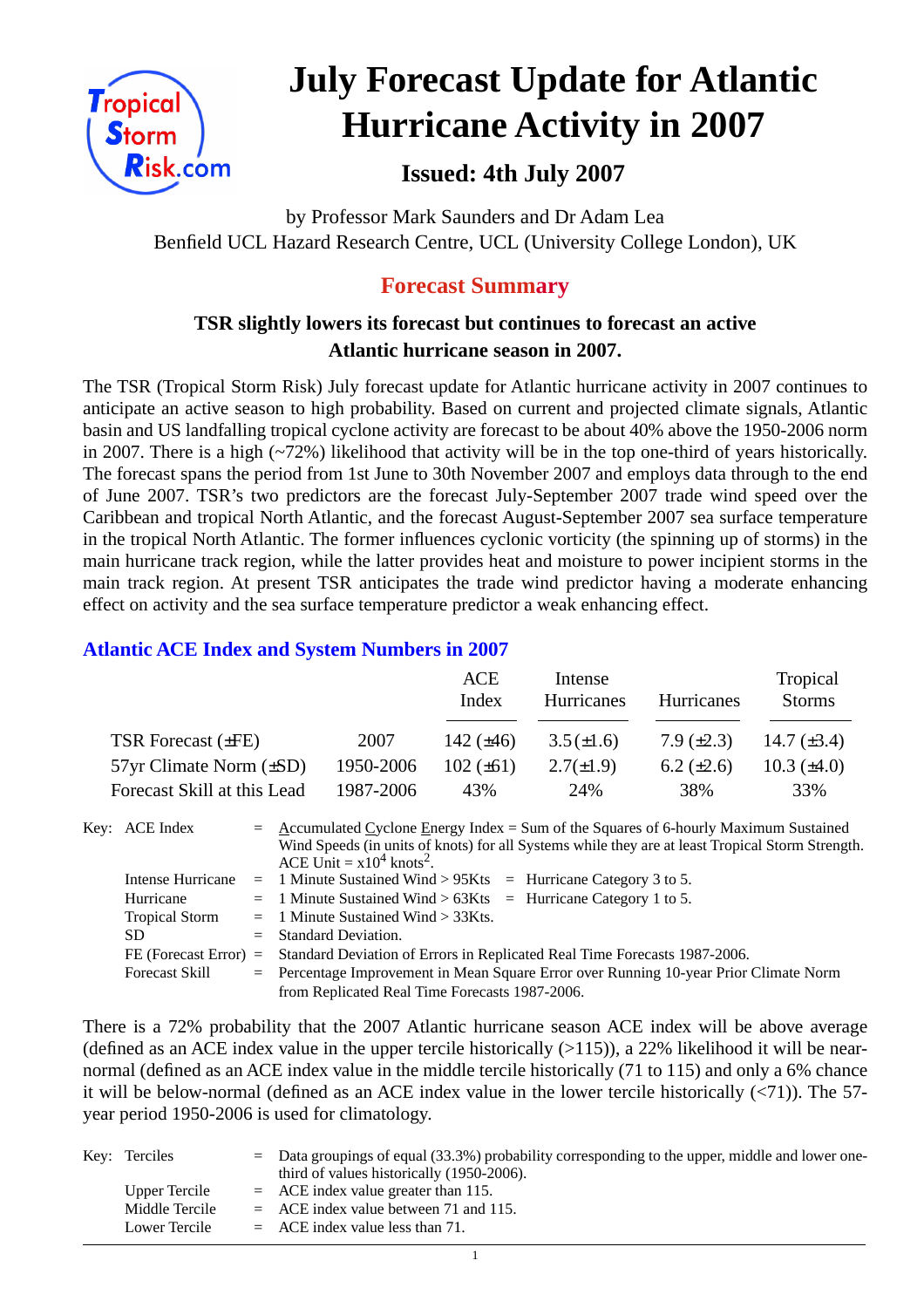# July Forecast Update for Atlantic Hurricane Activity in 2007

### Issued: 4th July 2007

by Professor Mark Saunders and Dr Adam Lea
Benfield UCL Hazard Research Centre, UCL (University College London), UK

## Forecast Summary

**TSR slightly lowers its forecast but continues to forecast an active Atlantic hurricane season in 2007.**

The TSR (Tropical Storm Risk) July forecast update for Atlantic hurricane activity in 2007 continues to anticipate an active season to high probability. Based on current and projected climate signals, Atlantic basin and US landfalling tropical cyclone activity are forecast to be about 40% above the 1950-2006 norm in 2007. There is a high (~72%) likelihood that activity will be in the top one-third of years historically. The forecast spans the period from 1st June to 30th November 2007 and employs data through to the end of June 2007. TSR's two predictors are the forecast July-September 2007 trade wind speed over the Caribbean and tropical North Atlantic, and the forecast August-September 2007 sea surface temperature in the tropical North Atlantic. The former influences cyclonic vorticity (the spinning up of storms) in the main hurricane track region, while the latter provides heat and moisture to power incipient storms in the main track region. At present TSR anticipates the trade wind predictor having a moderate enhancing effect on activity and the sea surface temperature predictor a weak enhancing effect.

### Atlantic ACE Index and System Numbers in 2007

| | | ACE Index | Intense Hurricanes | Hurricanes | Tropical Storms |
|---|---|---|---|---|---|
| TSR Forecast (±FE) | 2007 | 142 (±46) | 3.5 (±1.6) | 7.9 (±2.3) | 14.7 (±3.4) |
| 57yr Climate Norm (±SD) | 1950-2006 | 102 (±61) | 2.7(±1.9) | 6.2 (±2.6) | 10.3 (±4.0) |
| Forecast Skill at this Lead | 1987-2006 | 43% | 24% | 38% | 33% |

Key:
- ACE Index = Accumulated Cyclone Energy Index = Sum of the Squares of 6-hourly Maximum Sustained Wind Speeds (in units of knots) for all Systems while they are at least Tropical Storm Strength. ACE Unit = $x10^4$ knots$^2$.
- Intense Hurricane = 1 Minute Sustained Wind > 95Kts = Hurricane Category 3 to 5.
- Hurricane = 1 Minute Sustained Wind > 63Kts = Hurricane Category 1 to 5.
- Tropical Storm = 1 Minute Sustained Wind > 33Kts.
- SD = Standard Deviation.
- FE (Forecast Error) = Standard Deviation of Errors in Replicated Real Time Forecasts 1987-2006.
- Forecast Skill = Percentage Improvement in Mean Square Error over Running 10-year Prior Climate Norm from Replicated Real Time Forecasts 1987-2006.

There is a 72% probability that the 2007 Atlantic hurricane season ACE index will be above average (defined as an ACE index value in the upper tercile historically (>115)), a 22% likelihood it will be near-normal (defined as an ACE index value in the middle tercile historically (71 to 115) and only a 6% chance it will be below-normal (defined as an ACE index value in the lower tercile historically (<71)). The 57-year period 1950-2006 is used for climatology.

Key:
- Terciles = Data groupings of equal (33.3%) probability corresponding to the upper, middle and lower one-third of values historically (1950-2006).
- Upper Tercile = ACE index value greater than 115.
- Middle Tercile = ACE index value between 71 and 115.
- Lower Tercile = ACE index value less than 71.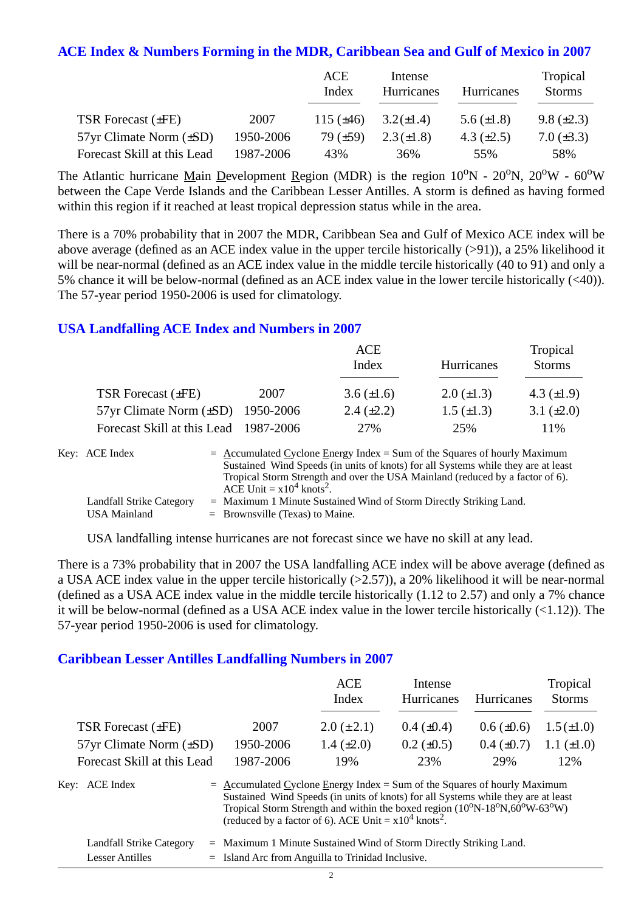### ACE Index & Numbers Forming in the MDR, Caribbean Sea and Gulf of Mexico in 2007

| | | ACE Index | Intense Hurricanes | Hurricanes | Tropical Storms |
|---|---|---|---|---|---|
| TSR Forecast (±FE) | 2007 | 115 (±46) | 3.2(±1.4) | 5.6 (±1.8) | 9.8 (±2.3) |
| 57yr Climate Norm (±SD) | 1950-2006 | 79 (±59) | 2.3(±1.8) | 4.3 (±2.5) | 7.0 (±3.3) |
| Forecast Skill at this Lead | 1987-2006 | 43% | 36% | 55% | 58% |

The Atlantic hurricane Main Development Region (MDR) is the region $10^oN$ - $20^oN$, $20^oW$ - $60^oW$ between the Cape Verde Islands and the Caribbean Lesser Antilles. A storm is defined as having formed within this region if it reached at least tropical depression status while in the area.

There is a 70% probability that in 2007 the MDR, Caribbean Sea and Gulf of Mexico ACE index will be above average (defined as an ACE index value in the upper tercile historically (>91)), a 25% likelihood it will be near-normal (defined as an ACE index value in the middle tercile historically (40 to 91) and only a 5% chance it will be below-normal (defined as an ACE index value in the lower tercile historically (<40)). The 57-year period 1950-2006 is used for climatology.

### USA Landfalling ACE Index and Numbers in 2007

| | | ACE Index | Hurricanes | Tropical Storms |
|---|---|---|---|---|
| TSR Forecast (±FE) | 2007 | 3.6 (±1.6) | 2.0 (±1.3) | 4.3 (±1.9) |
| 57yr Climate Norm (±SD) | 1950-2006 | 2.4 (±2.2) | 1.5 (±1.3) | 3.1 (±2.0) |
| Forecast Skill at this Lead | 1987-2006 | 27% | 25% | 11% |

Key: ACE Index = Accumulated Cyclone Energy Index = Sum of the Squares of hourly Maximum Sustained Wind Speeds (in units of knots) for all Systems while they are at least Tropical Storm Strength and over the USA Mainland (reduced by a factor of 6). ACE Unit = $x10^4$ $knots^2$.

Landfall Strike Category = Maximum 1 Minute Sustained Wind of Storm Directly Striking Land.

USA Mainland = Brownsville (Texas) to Maine.

USA landfalling intense hurricanes are not forecast since we have no skill at any lead.

There is a 73% probability that in 2007 the USA landfalling ACE index will be above average (defined as a USA ACE index value in the upper tercile historically (>2.57)), a 20% likelihood it will be near-normal (defined as a USA ACE index value in the middle tercile historically (1.12 to 2.57) and only a 7% chance it will be below-normal (defined as a USA ACE index value in the lower tercile historically (<1.12)). The 57-year period 1950-2006 is used for climatology.

### Caribbean Lesser Antilles Landfalling Numbers in 2007

| | | ACE Index | Intense Hurricanes | Hurricanes | Tropical Storms |
|---|---|---|---|---|---|
| TSR Forecast (±FE) | 2007 | 2.0 (±2.1) | 0.4 (±0.4) | 0.6 (±0.6) | 1.5 (±1.0) |
| 57yr Climate Norm (±SD) | 1950-2006 | 1.4 (±2.0) | 0.2 (±0.5) | 0.4 (±0.7) | 1.1 (±1.0) |
| Forecast Skill at this Lead | 1987-2006 | 19% | 23% | 29% | 12% |

Key: ACE Index = Accumulated Cyclone Energy Index = Sum of the Squares of hourly Maximum Sustained Wind Speeds (in units of knots) for all Systems while they are at least Tropical Storm Strength and within the boxed region ($10^oN$-$18^oN$,$60^oW$-$63^oW$) (reduced by a factor of 6). ACE Unit = $x10^4$ $knots^2$.

Landfall Strike Category = Maximum 1 Minute Sustained Wind of Storm Directly Striking Land.

Lesser Antilles = Island Arc from Anguilla to Trinidad Inclusive.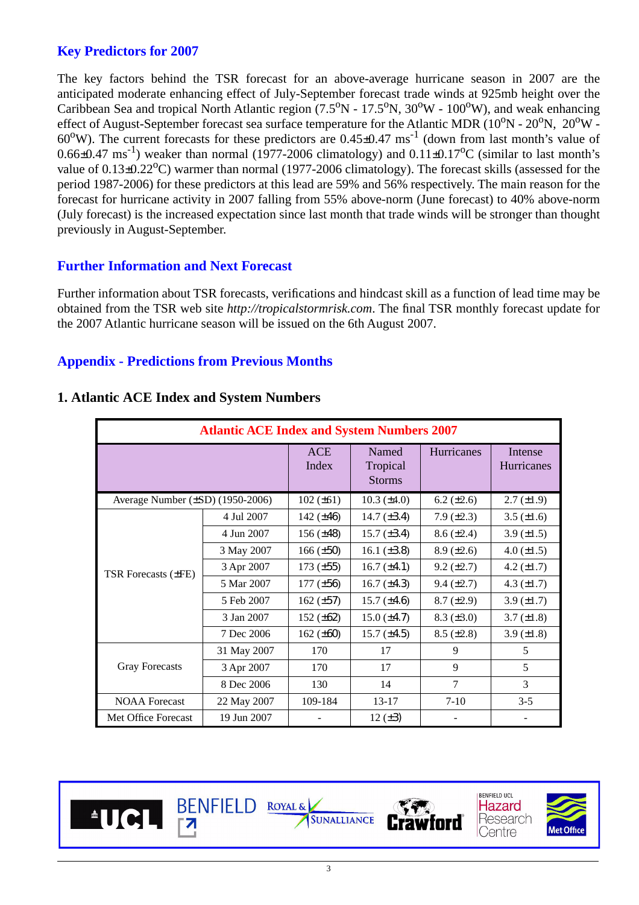## Key Predictors for 2007

The key factors behind the TSR forecast for an above-average hurricane season in 2007 are the anticipated moderate enhancing effect of July-September forecast trade winds at 925mb height over the Caribbean Sea and tropical North Atlantic region (7.5$^o$N - 17.5$^o$N, 30$^o$W - 100$^o$W), and weak enhancing effect of August-September forecast sea surface temperature for the Atlantic MDR (10$^o$N - 20$^o$N, 20$^o$W - 60$^o$W). The current forecasts for these predictors are 0.45±0.47 ms$^{-1}$ (down from last month's value of 0.66±0.47 ms$^{-1}$) weaker than normal (1977-2006 climatology) and 0.11±0.17$^o$C (similar to last month's value of 0.13±0.22$^o$C) warmer than normal (1977-2006 climatology). The forecast skills (assessed for the period 1987-2006) for these predictors at this lead are 59% and 56% respectively. The main reason for the forecast for hurricane activity in 2007 falling from 55% above-norm (June forecast) to 40% above-norm (July forecast) is the increased expectation since last month that trade winds will be stronger than thought previously in August-September.

## Further Information and Next Forecast

Further information about TSR forecasts, verifications and hindcast skill as a function of lead time may be obtained from the TSR web site *http://tropicalstormrisk.com*. The final TSR monthly forecast update for the 2007 Atlantic hurricane season will be issued on the 6th August 2007.

## Appendix - Predictions from Previous Months

### 1. Atlantic ACE Index and System Numbers

| Atlantic ACE Index and System Numbers 2007 | | | | | |
|---|---|---|---|---|---|
| | | ACE Index | Named Tropical Storms | Hurricanes | Intense Hurricanes |
| Average Number (±SD) (1950-2006) | | 102 (±61) | 10.3 (±4.0) | 6.2 (±2.6) | 2.7 (±1.9) |
| TSR Forecasts (±FE) | 4 Jul 2007 | 142 (±46) | 14.7 (±3.4) | 7.9 (±2.3) | 3.5 (±1.6) |
| | 4 Jun 2007 | 156 (±48) | 15.7 (±3.4) | 8.6 (±2.4) | 3.9 (±1.5) |
| | 3 May 2007 | 166 (±50) | 16.1 (±3.8) | 8.9 (±2.6) | 4.0 (±1.5) |
| | 3 Apr 2007 | 173 (±55) | 16.7 (±4.1) | 9.2 (±2.7) | 4.2 (±1.7) |
| | 5 Mar 2007 | 177 (±56) | 16.7 (±4.3) | 9.4 (±2.7) | 4.3 (±1.7) |
| | 5 Feb 2007 | 162 (±57) | 15.7 (±4.6) | 8.7 (±2.9) | 3.9 (±1.7) |
| | 3 Jan 2007 | 152 (±62) | 15.0 (±4.7) | 8.3 (±3.0) | 3.7 (±1.8) |
| | 7 Dec 2006 | 162 (±60) | 15.7 (±4.5) | 8.5 (±2.8) | 3.9 (±1.8) |
| Gray Forecasts | 31 May 2007 | 170 | 17 | 9 | 5 |
| | 3 Apr 2007 | 170 | 17 | 9 | 5 |
| | 8 Dec 2006 | 130 | 14 | 7 | 3 |
| NOAA Forecast | 22 May 2007 | 109-184 | 13-17 | 7-10 | 3-5 |
| Met Office Forecast | 19 Jun 2007 | - | 12 (±3) | - | - |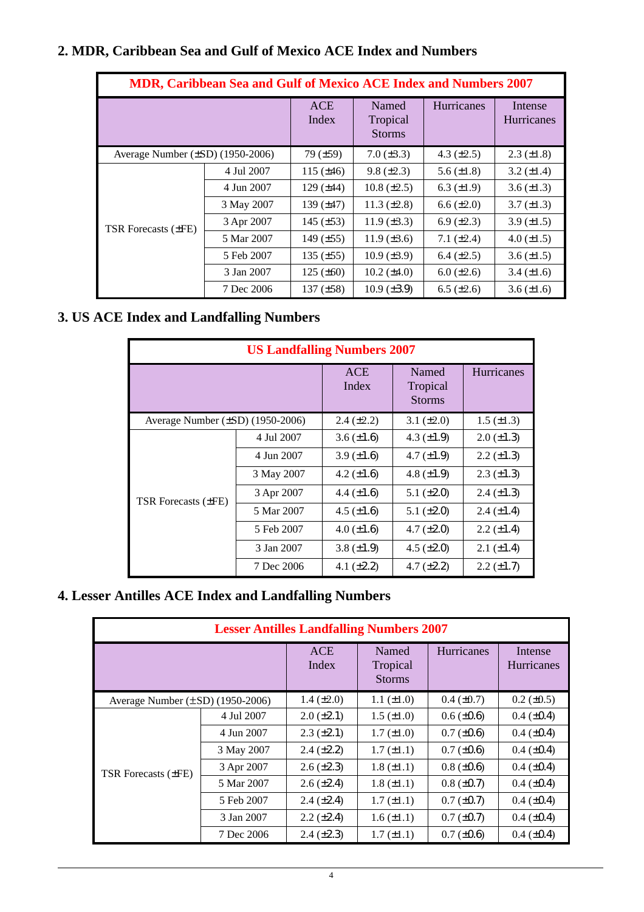## 2. MDR, Caribbean Sea and Gulf of Mexico ACE Index and Numbers

| MDR, Caribbean Sea and Gulf of Mexico ACE Index and Numbers 2007 | | | | | |
|---|---|---|---|---|---|
| | | ACE Index | Named Tropical Storms | Hurricanes | Intense Hurricanes |
| Average Number (±SD) (1950-2006) | | 79 (±59) | 7.0 (±3.3) | 4.3 (±2.5) | 2.3 (±1.8) |
| TSR Forecasts (±FE) | 4 Jul 2007 | 115 (±46) | 9.8 (±2.3) | 5.6 (±1.8) | 3.2 (±1.4) |
| | 4 Jun 2007 | 129 (±44) | 10.8 (±2.5) | 6.3 (±1.9) | 3.6 (±1.3) |
| | 3 May 2007 | 139 (±47) | 11.3 (±2.8) | 6.6 (±2.0) | 3.7 (±1.3) |
| | 3 Apr 2007 | 145 (±53) | 11.9 (±3.3) | 6.9 (±2.3) | 3.9 (±1.5) |
| | 5 Mar 2007 | 149 (±55) | 11.9 (±3.6) | 7.1 (±2.4) | 4.0 (±1.5) |
| | 5 Feb 2007 | 135 (±55) | 10.9 (±3.9) | 6.4 (±2.5) | 3.6 (±1.5) |
| | 3 Jan 2007 | 125 (±60) | 10.2 (±4.0) | 6.0 (±2.6) | 3.4 (±1.6) |
| | 7 Dec 2006 | 137 (±58) | 10.9 (±3.9) | 6.5 (±2.6) | 3.6 (±1.6) |

## 3. US ACE Index and Landfalling Numbers

| US Landfalling Numbers 2007 | | | | |
|---|---|---|---|---|
| | | ACE Index | Named Tropical Storms | Hurricanes |
| Average Number (±SD) (1950-2006) | | 2.4 (±2.2) | 3.1 (±2.0) | 1.5 (±1.3) |
| TSR Forecasts (±FE) | 4 Jul 2007 | 3.6 (±1.6) | 4.3 (±1.9) | 2.0 (±1.3) |
| | 4 Jun 2007 | 3.9 (±1.6) | 4.7 (±1.9) | 2.2 (±1.3) |
| | 3 May 2007 | 4.2 (±1.6) | 4.8 (±1.9) | 2.3 (±1.3) |
| | 3 Apr 2007 | 4.4 (±1.6) | 5.1 (±2.0) | 2.4 (±1.3) |
| | 5 Mar 2007 | 4.5 (±1.6) | 5.1 (±2.0) | 2.4 (±1.4) |
| | 5 Feb 2007 | 4.0 (±1.6) | 4.7 (±2.0) | 2.2 (±1.4) |
| | 3 Jan 2007 | 3.8 (±1.9) | 4.5 (±2.0) | 2.1 (±1.4) |
| | 7 Dec 2006 | 4.1 (±2.2) | 4.7 (±2.2) | 2.2 (±1.7) |

## 4. Lesser Antilles ACE Index and Landfalling Numbers

| Lesser Antilles Landfalling Numbers 2007 | | | | | |
|---|---|---|---|---|---|
| | | ACE Index | Named Tropical Storms | Hurricanes | Intense Hurricanes |
| Average Number (±SD) (1950-2006) | | 1.4 (±2.0) | 1.1 (±1.0) | 0.4 (±0.7) | 0.2 (±0.5) |
| TSR Forecasts (±FE) | 4 Jul 2007 | 2.0 (±2.1) | 1.5 (±1.0) | 0.6 (±0.6) | 0.4 (±0.4) |
| | 4 Jun 2007 | 2.3 (±2.1) | 1.7 (±1.0) | 0.7 (±0.6) | 0.4 (±0.4) |
| | 3 May 2007 | 2.4 (±2.2) | 1.7 (±1.1) | 0.7 (±0.6) | 0.4 (±0.4) |
| | 3 Apr 2007 | 2.6 (±2.3) | 1.8 (±1.1) | 0.8 (±0.6) | 0.4 (±0.4) |
| | 5 Mar 2007 | 2.6 (±2.4) | 1.8 (±1.1) | 0.8 (±0.7) | 0.4 (±0.4) |
| | 5 Feb 2007 | 2.4 (±2.4) | 1.7 (±1.1) | 0.7 (±0.7) | 0.4 (±0.4) |
| | 3 Jan 2007 | 2.2 (±2.4) | 1.6 (±1.1) | 0.7 (±0.7) | 0.4 (±0.4) |
| | 7 Dec 2006 | 2.4 (±2.3) | 1.7 (±1.1) | 0.7 (±0.6) | 0.4 (±0.4) |